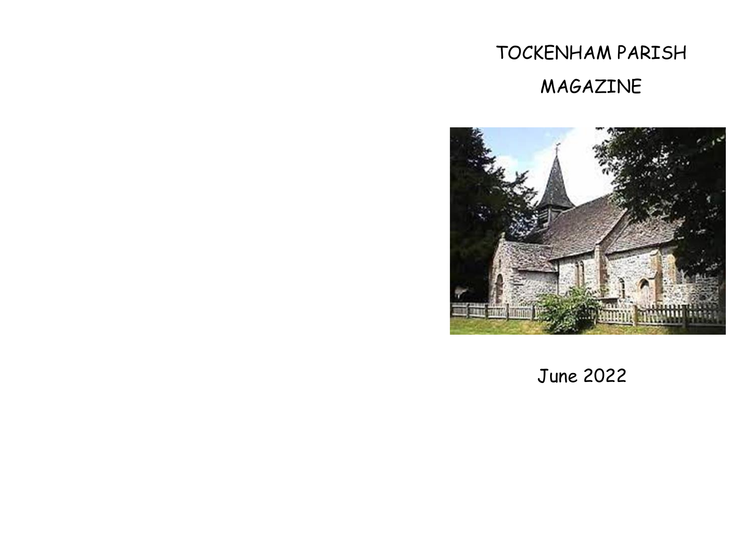# TOCKENHAM PARISH MAGAZINE

June 2022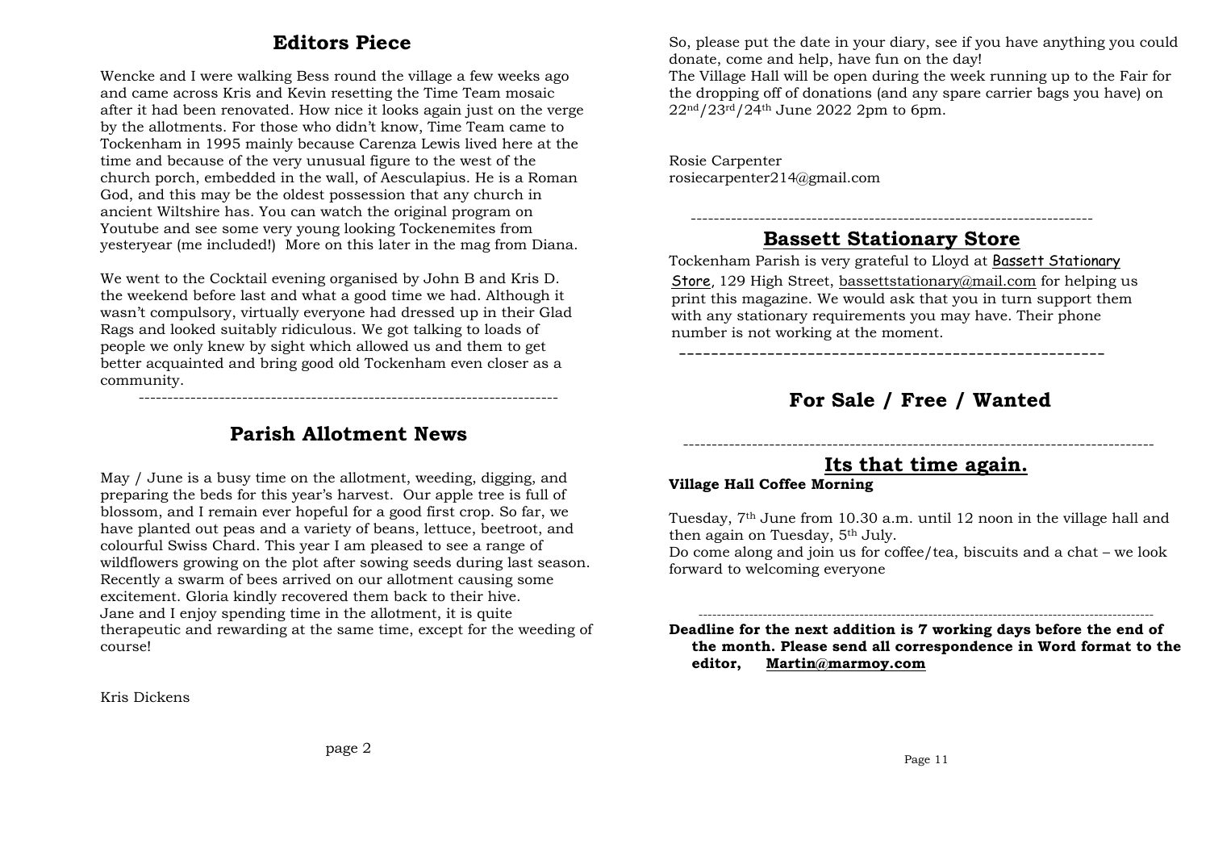## Editors Piece

Wencke and I were walking Bess round the village a few weeks ago and came across Kris and Kevin resetting the Time Team mosaic after it had been renovated. How nice it looks again just on the verge by the allotments. For those who didn't know, Time Team came to Tockenham in 1995 mainly because Carenza Lewis lived here at the time and because of the very unusual figure to the west of the church porch, embedded in the wall, of Aesculapius. He is a Roman God, and this may be the oldest possession that any church in ancient Wiltshire has. You can watch the original program on Youtube and see some very young looking Tockenemites from yesteryear (me included!) More on this later in the mag from Diana.

We went to the Cocktail evening organised by John B and Kris D. the weekend before last and what a good time we had. Although it wasn't compulsory, virtually everyone had dressed up in their Glad Rags and looked suitably ridiculous. We got talking to loads of people we only knew by sight which allowed us and them to get better acquainted and bring good old Tockenham even closer as a community.

---

## Parish Allotment News

May / June is a busy time on the allotment, weeding, digging, and preparing the beds for this year's harvest. Our apple tree is full of blossom, and I remain ever hopeful for a good first crop. So far, we have planted out peas and a variety of beans, lettuce, beetroot, and colourful Swiss Chard. This year I am pleased to see a range of wildflowers growing on the plot after sowing seeds during last season. Recently a swarm of bees arrived on our allotment causing some excitement. Gloria kindly recovered them back to their hive.
Jane and I enjoy spending time in the allotment, it is quite therapeutic and rewarding at the same time, except for the weeding of course!

Kris Dickens

So, please put the date in your diary, see if you have anything you could donate, come and help, have fun on the day!
The Village Hall will be open during the week running up to the Fair for the dropping off of donations (and any spare carrier bags you have) on 22nd/23rd/24th June 2022 2pm to 6pm.

Rosie Carpenter
rosiecarpenter214@gmail.com

---

## Bassett Stationary Store

Tockenham Parish is very grateful to Lloyd at Bassett Stationary Store, 129 High Street, bassettstationary@mail.com for helping us print this magazine. We would ask that you in turn support them with any stationary requirements you may have. Their phone number is not working at the moment.

---

## For Sale / Free / Wanted

---

## Its that time again.

**Village Hall Coffee Morning**

Tuesday, 7th June from 10.30 a.m. until 12 noon in the village hall and then again on Tuesday, 5th July.
Do come along and join us for coffee/tea, biscuits and a chat – we look forward to welcoming everyone

---

**Deadline for the next addition is 7 working days before the end of the month. Please send all correspondence in Word format to the editor, Martin@marmoy.com**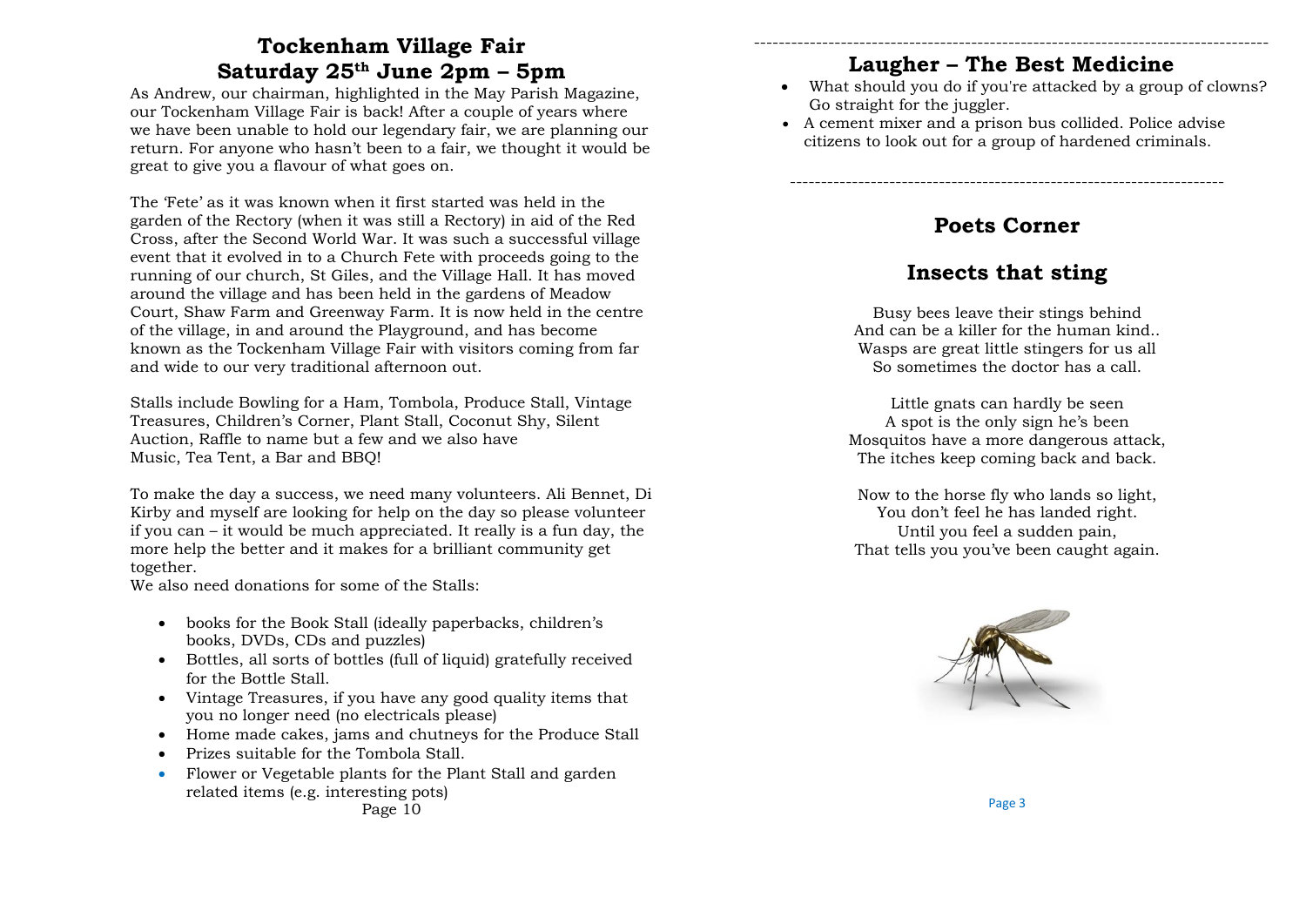# Tockenham Village Fair
## Saturday 25th June 2pm – 5pm

As Andrew, our chairman, highlighted in the May Parish Magazine, our Tockenham Village Fair is back! After a couple of years where we have been unable to hold our legendary fair, we are planning our return. For anyone who hasn't been to a fair, we thought it would be great to give you a flavour of what goes on.

The 'Fete' as it was known when it first started was held in the garden of the Rectory (when it was still a Rectory) in aid of the Red Cross, after the Second World War. It was such a successful village event that it evolved in to a Church Fete with proceeds going to the running of our church, St Giles, and the Village Hall. It has moved around the village and has been held in the gardens of Meadow Court, Shaw Farm and Greenway Farm. It is now held in the centre of the village, in and around the Playground, and has become known as the Tockenham Village Fair with visitors coming from far and wide to our very traditional afternoon out.

Stalls include Bowling for a Ham, Tombola, Produce Stall, Vintage Treasures, Children's Corner, Plant Stall, Coconut Shy, Silent Auction, Raffle to name but a few and we also have Music, Tea Tent, a Bar and BBQ!

To make the day a success, we need many volunteers. Ali Bennet, Di Kirby and myself are looking for help on the day so please volunteer if you can – it would be much appreciated. It really is a fun day, the more help the better and it makes for a brilliant community get together.

We also need donations for some of the Stalls:

- books for the Book Stall (ideally paperbacks, children's books, DVDs, CDs and puzzles)
- Bottles, all sorts of bottles (full of liquid) gratefully received for the Bottle Stall.
- Vintage Treasures, if you have any good quality items that you no longer need (no electricals please)
- Home made cakes, jams and chutneys for the Produce Stall
- Prizes suitable for the Tombola Stall.
- Flower or Vegetable plants for the Plant Stall and garden related items (e.g. interesting pots)

---

## Laugher – The Best Medicine

- What should you do if you're attacked by a group of clowns? Go straight for the juggler.
- A cement mixer and a prison bus collided. Police advise citizens to look out for a group of hardened criminals.

---

## Poets Corner

### Insects that sting

Busy bees leave their stings behind
And can be a killer for the human kind..
Wasps are great little stingers for us all
So sometimes the doctor has a call.

Little gnats can hardly be seen
A spot is the only sign he's been
Mosquitos have a more dangerous attack,
The itches keep coming back and back.

Now to the horse fly who lands so light,
You don't feel he has landed right.
Until you feel a sudden pain,
That tells you you've been caught again.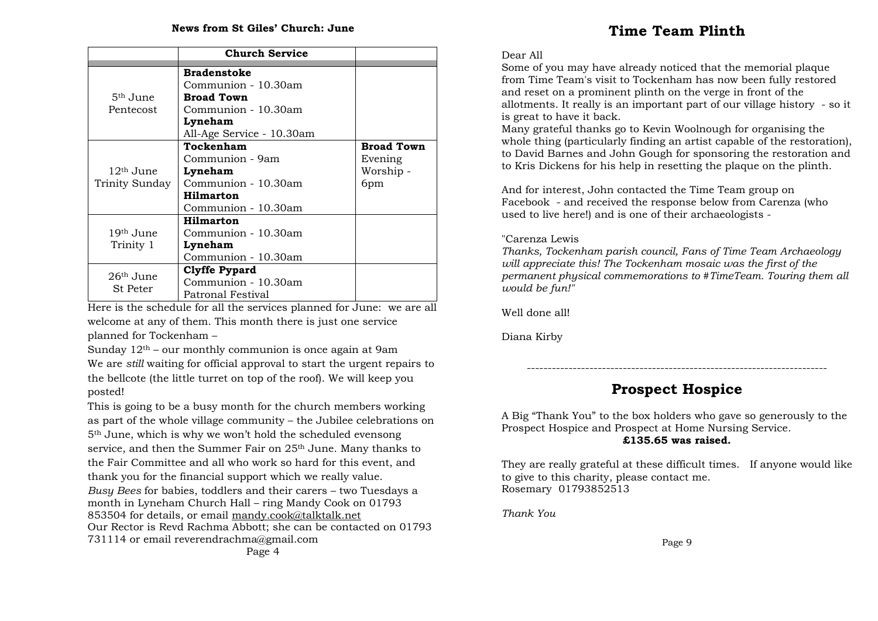**News from St Giles' Church: June**

| | Church Service | |
|---|---|---|
| 5th June Pentecost | **Bradenstoke** Communion - 10.30am **Broad Town** Communion - 10.30am **Lyneham** All-Age Service - 10.30am | |
| 12th June Trinity Sunday | **Tockenham** Communion - 9am **Lyneham** Communion - 10.30am **Hilmarton** Communion - 10.30am | **Broad Town** Evening Worship - 6pm |
| 19th June Trinity 1 | **Hilmarton** Communion - 10.30am **Lyneham** Communion - 10.30am | |
| 26th June St Peter | **Clyffe Pypard** Communion - 10.30am Patronal Festival | |

Here is the schedule for all the services planned for June: we are all welcome at any of them. This month there is just one service planned for Tockenham –

Sunday 12th – our monthly communion is once again at 9am

We are *still* waiting for official approval to start the urgent repairs to the bellcote (the little turret on top of the roof). We will keep you posted!

This is going to be a busy month for the church members working as part of the whole village community – the Jubilee celebrations on 5th June, which is why we won't hold the scheduled evensong service, and then the Summer Fair on 25th June. Many thanks to the Fair Committee and all who work so hard for this event, and thank you for the financial support which we really value.

*Busy Bees* for babies, toddlers and their carers – two Tuesdays a month in Lyneham Church Hall – ring Mandy Cook on 01793 853504 for details, or email mandy.cook@talktalk.net

Our Rector is Revd Rachma Abbott; she can be contacted on 01793 731114 or email reverendrachma@gmail.com

# Time Team Plinth

Dear All

Some of you may have already noticed that the memorial plaque from Time Team's visit to Tockenham has now been fully restored and reset on a prominent plinth on the verge in front of the allotments. It really is an important part of our village history - so it is great to have it back.

Many grateful thanks go to Kevin Woolnough for organising the whole thing (particularly finding an artist capable of the restoration), to David Barnes and John Gough for sponsoring the restoration and to Kris Dickens for his help in resetting the plaque on the plinth.

And for interest, John contacted the Time Team group on Facebook - and received the response below from Carenza (who used to live here!) and is one of their archaeologists -

"Carenza Lewis
*Thanks, Tockenham parish council, Fans of Time Team Archaeology will appreciate this! The Tockenham mosaic was the first of the permanent physical commemorations to #TimeTeam. Touring them all would be fun!"*

Well done all!

Diana Kirby

---

# Prospect Hospice

A Big "Thank You" to the box holders who gave so generously to the Prospect Hospice and Prospect at Home Nursing Service.

**£135.65 was raised.**

They are really grateful at these difficult times. If anyone would like to give to this charity, please contact me.
Rosemary 01793852513

*Thank You*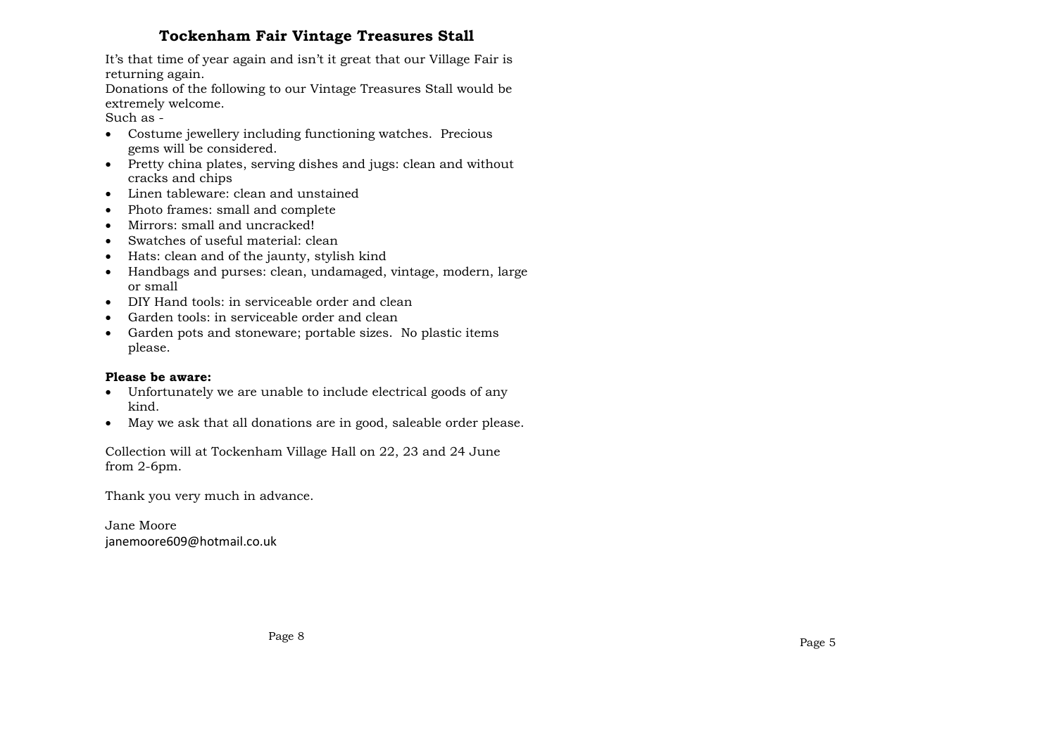## Tockenham Fair Vintage Treasures Stall

It's that time of year again and isn't it great that our Village Fair is returning again.
Donations of the following to our Vintage Treasures Stall would be extremely welcome.
Such as -

- Costume jewellery including functioning watches. Precious gems will be considered.
- Pretty china plates, serving dishes and jugs: clean and without cracks and chips
- Linen tableware: clean and unstained
- Photo frames: small and complete
- Mirrors: small and uncracked!
- Swatches of useful material: clean
- Hats: clean and of the jaunty, stylish kind
- Handbags and purses: clean, undamaged, vintage, modern, large or small
- DIY Hand tools: in serviceable order and clean
- Garden tools: in serviceable order and clean
- Garden pots and stoneware; portable sizes. No plastic items please.

**Please be aware:**

- Unfortunately we are unable to include electrical goods of any kind.
- May we ask that all donations are in good, saleable order please.

Collection will at Tockenham Village Hall on 22, 23 and 24 June from 2-6pm.

Thank you very much in advance.

Jane Moore
janemoore609@hotmail.co.uk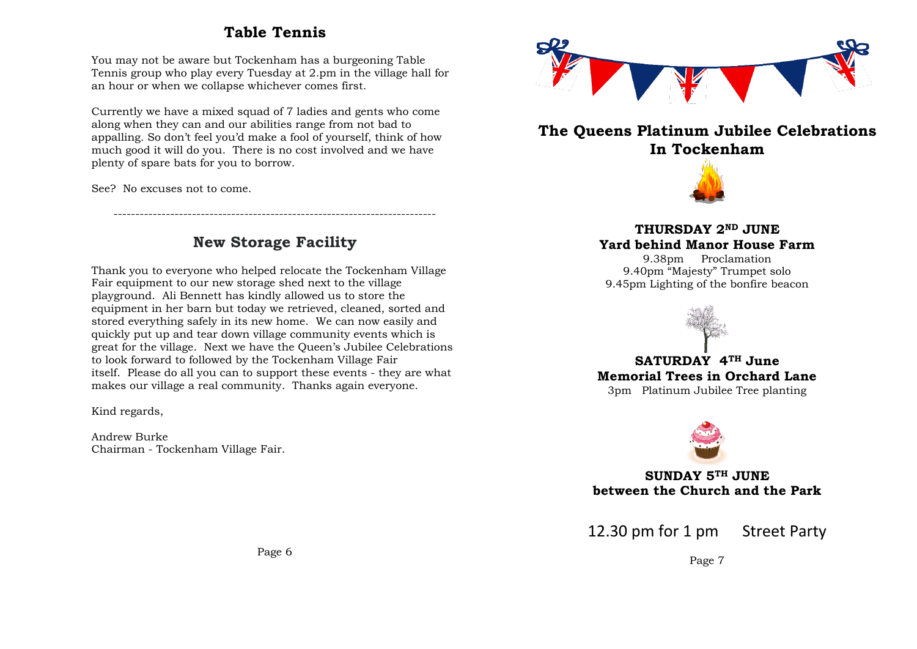## Table Tennis

You may not be aware but Tockenham has a burgeoning Table Tennis group who play every Tuesday at 2.pm in the village hall for an hour or when we collapse whichever comes first.

Currently we have a mixed squad of 7 ladies and gents who come along when they can and our abilities range from not bad to appalling. So don't feel you'd make a fool of yourself, think of how much good it will do you. There is no cost involved and we have plenty of spare bats for you to borrow.

See? No excuses not to come.

---

## New Storage Facility

Thank you to everyone who helped relocate the Tockenham Village Fair equipment to our new storage shed next to the village playground. Ali Bennett has kindly allowed us to store the equipment in her barn but today we retrieved, cleaned, sorted and stored everything safely in its new home. We can now easily and quickly put up and tear down village community events which is great for the village. Next we have the Queen's Jubilee Celebrations to look forward to followed by the Tockenham Village Fair itself. Please do all you can to support these events - they are what makes our village a real community. Thanks again everyone.

Kind regards,

Andrew Burke
Chairman - Tockenham Village Fair.

## The Queens Platinum Jubilee Celebrations In Tockenham

**THURSDAY 2ND JUNE**
**Yard behind Manor House Farm**

9.38pm Proclamation
9.40pm "Majesty" Trumpet solo
9.45pm Lighting of the bonfire beacon

**SATURDAY 4TH June**
**Memorial Trees in Orchard Lane**

3pm Platinum Jubilee Tree planting

**SUNDAY 5TH JUNE**
**between the Church and the Park**

12.30 pm for 1 pm Street Party